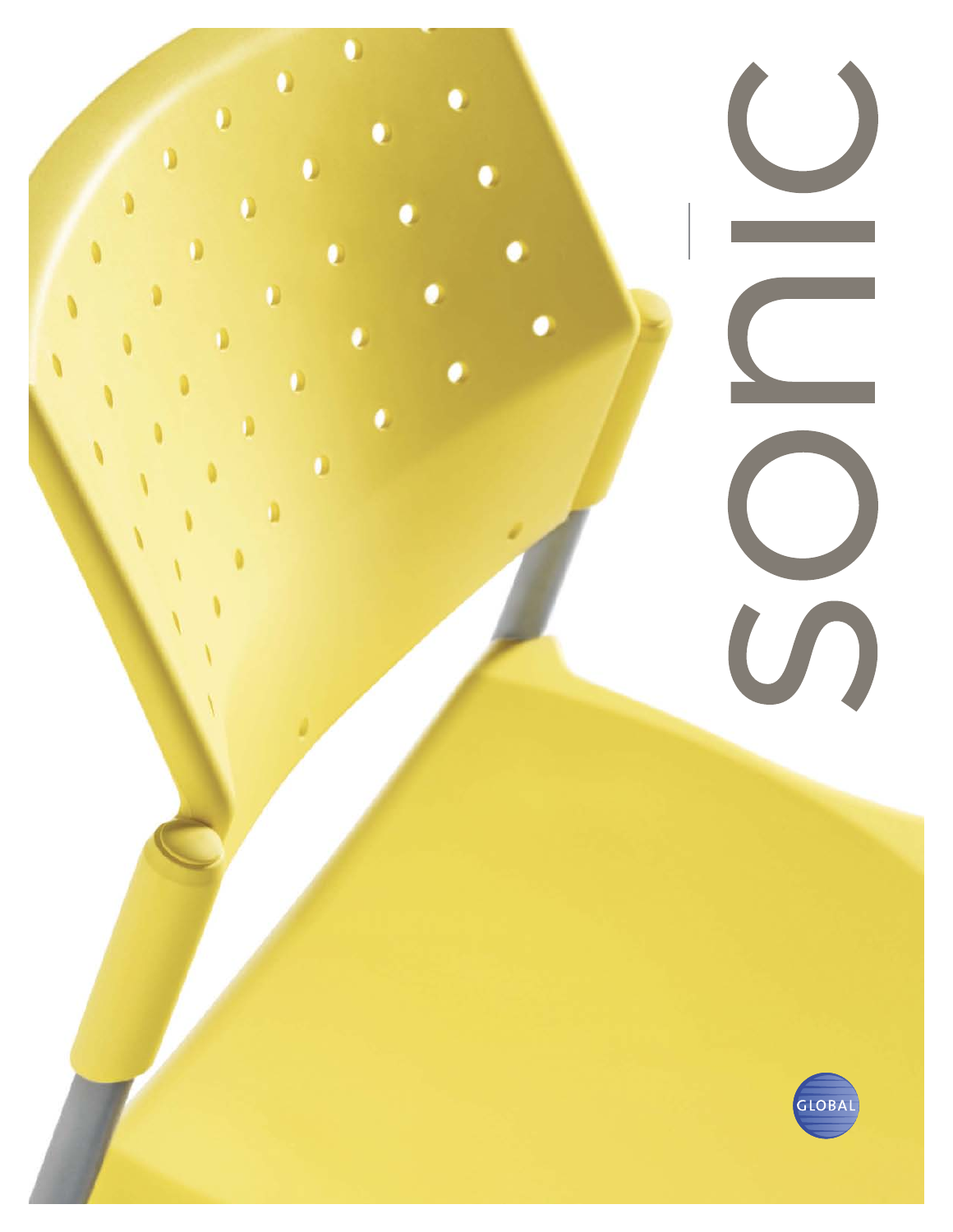# sonic

GLOBAL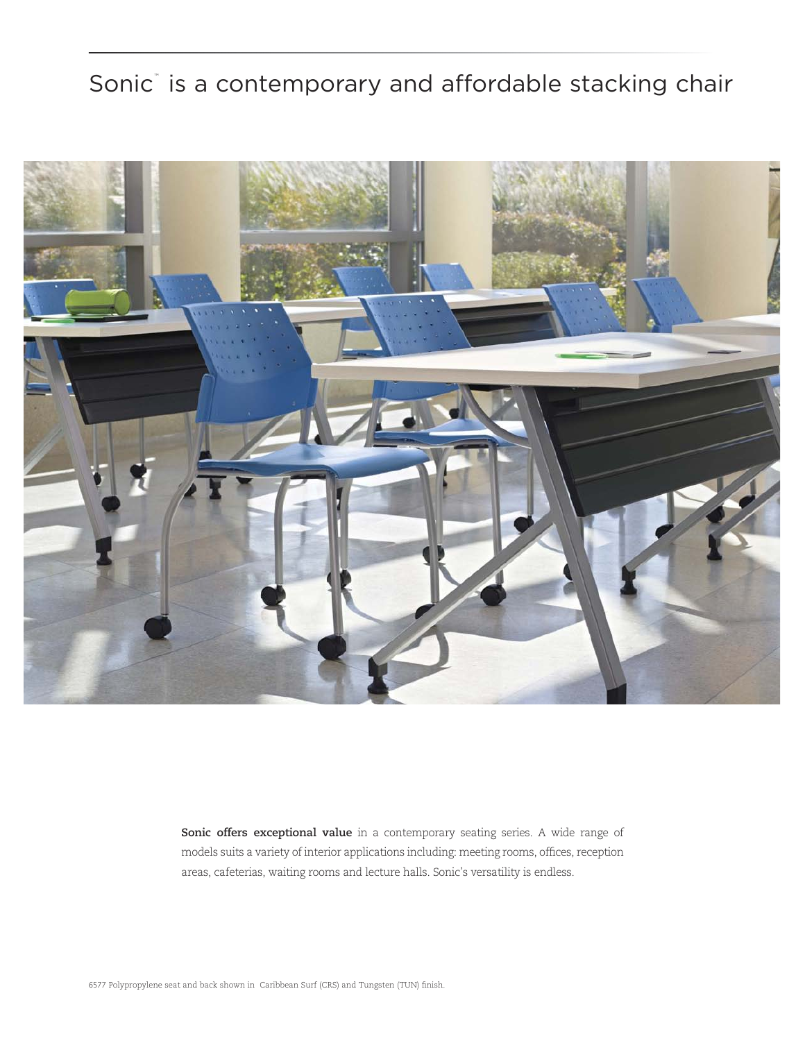# Sonic™ is a contemporary and affordable stacking chair

**Sonic offers exceptional value** in a contemporary seating series. A wide range of models suits a variety of interior applications including: meeting rooms, offices, reception areas, cafeterias, waiting rooms and lecture halls. Sonic's versatility is endless.

6577 Polypropylene seat and back shown in Caribbean Surf (CRS) and Tungsten (TUN) finish.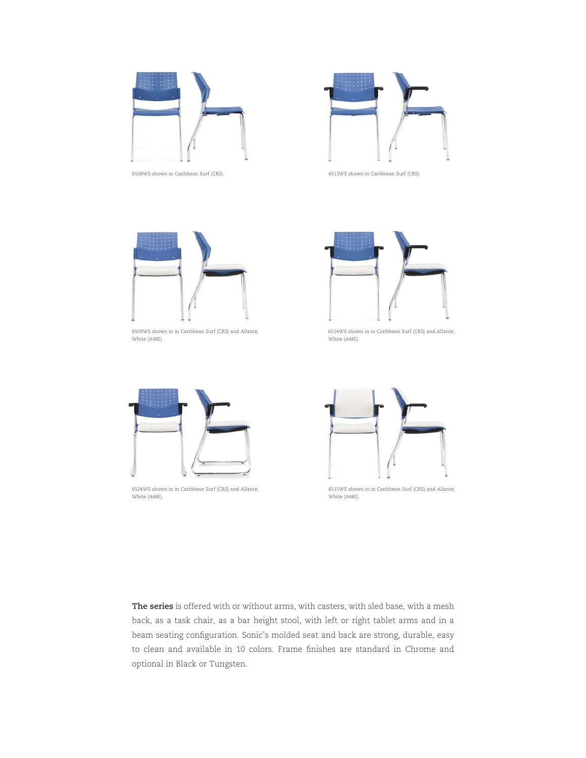6508WS shown in Caribbean Surf (CRS).

6513WS shown in Caribbean Surf (CRS).

6509WS shown in in Caribbean Surf (CRS) and Allante, White (A48E).

6514WS shown in in Caribbean Surf (CRS) and Allante, White (A48E).

6524WS shown in in Caribbean Surf (CRS) and Allante, White (A48E).

6515WS shown in in Caribbean Surf (CRS) and Allante, White (A48E).

**The series** is offered with or without arms, with casters, with sled base, with a mesh back, as a task chair, as a bar height stool, with left or right tablet arms and in a beam seating configuration. Sonic's molded seat and back are strong, durable, easy to clean and available in 10 colors. Frame finishes are standard in Chrome and optional in Black or Tungsten.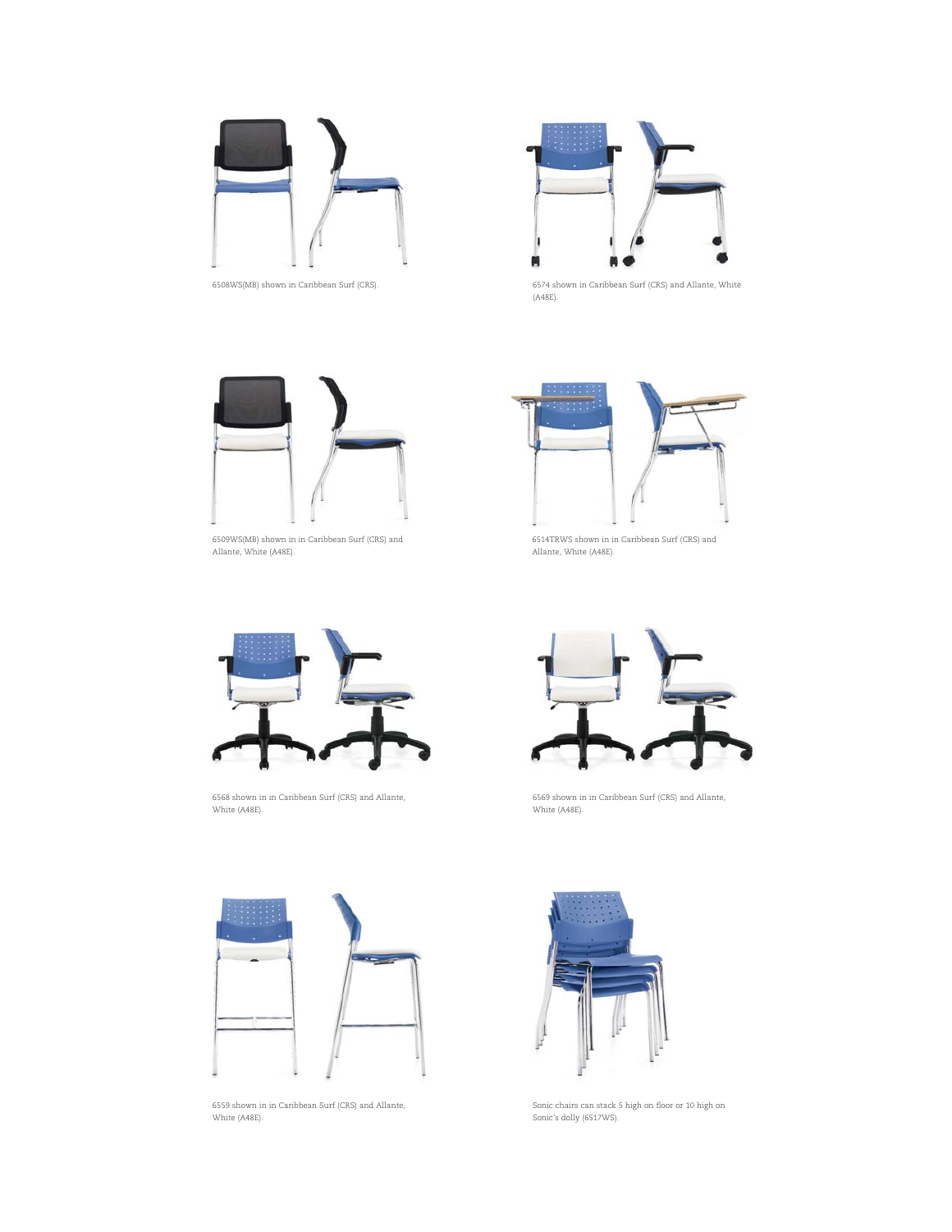6508WS(MB) shown in Caribbean Surf (CRS).

6574 shown in Caribbean Surf (CRS) and Allante, White (A48E).

6509WS(MB) shown in in Caribbean Surf (CRS) and Allante, White (A48E).

6514TRWS shown in in Caribbean Surf (CRS) and Allante, White (A48E).

6568 shown in in Caribbean Surf (CRS) and Allante, White (A48E).

6569 shown in in Caribbean Surf (CRS) and Allante, White (A48E).

6559 shown in in Caribbean Surf (CRS) and Allante, White (A48E).

Sonic chairs can stack 5 high on floor or 10 high on Sonic's dolly (6517WS).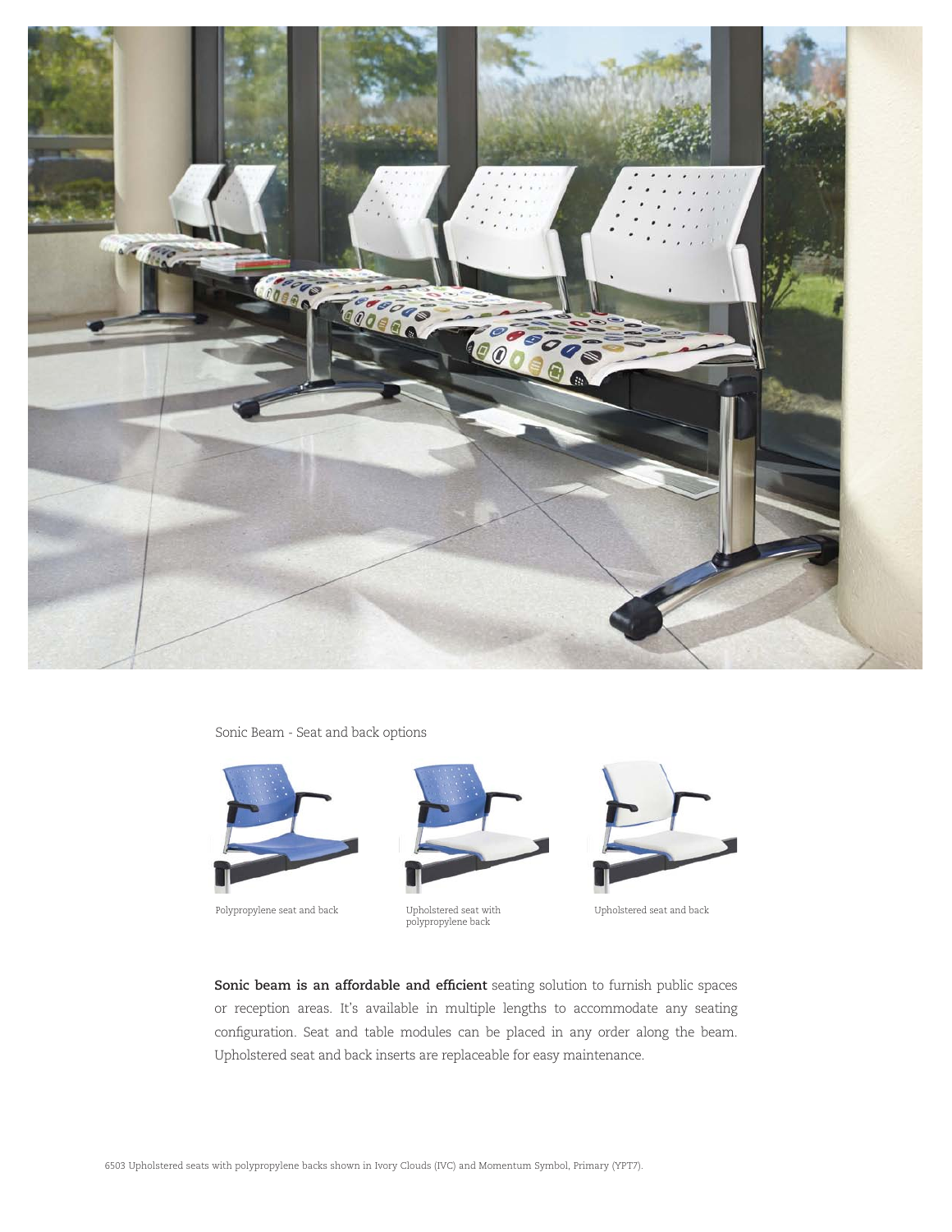Sonic Beam - Seat and back options

Polypropylene seat and back

Upholstered seat with polypropylene back

Upholstered seat and back

**Sonic beam is an affordable and efficient** seating solution to furnish public spaces or reception areas. It's available in multiple lengths to accommodate any seating configuration. Seat and table modules can be placed in any order along the beam. Upholstered seat and back inserts are replaceable for easy maintenance.

6503 Upholstered seats with polypropylene backs shown in Ivory Clouds (IVC) and Momentum Symbol, Primary (YPT7).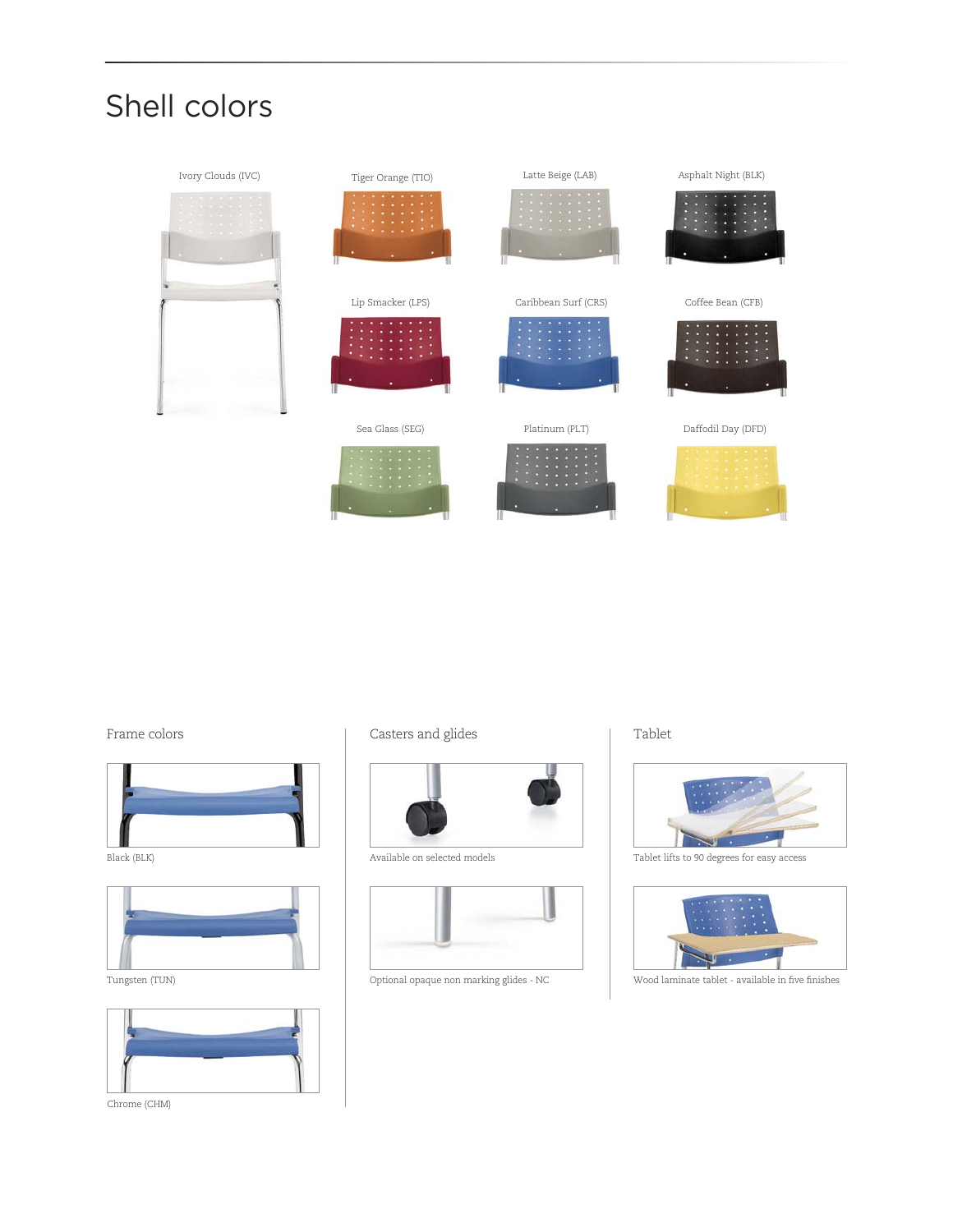# Shell colors

Ivory Clouds (IVC)

Tiger Orange (TIO)

Latte Beige (LAB)

Asphalt Night (BLK)

Lip Smacker (LPS)

Caribbean Surf (CRS)

Coffee Bean (CFB)

Sea Glass (SEG)

Platinum (PLT)

Daffodil Day (DFD)

## Frame colors

Black (BLK)

Tungsten (TUN)

Chrome (CHM)

## Casters and glides

Available on selected models

Optional opaque non marking glides - NC

## Tablet

Tablet lifts to 90 degrees for easy access

Wood laminate tablet - available in five finishes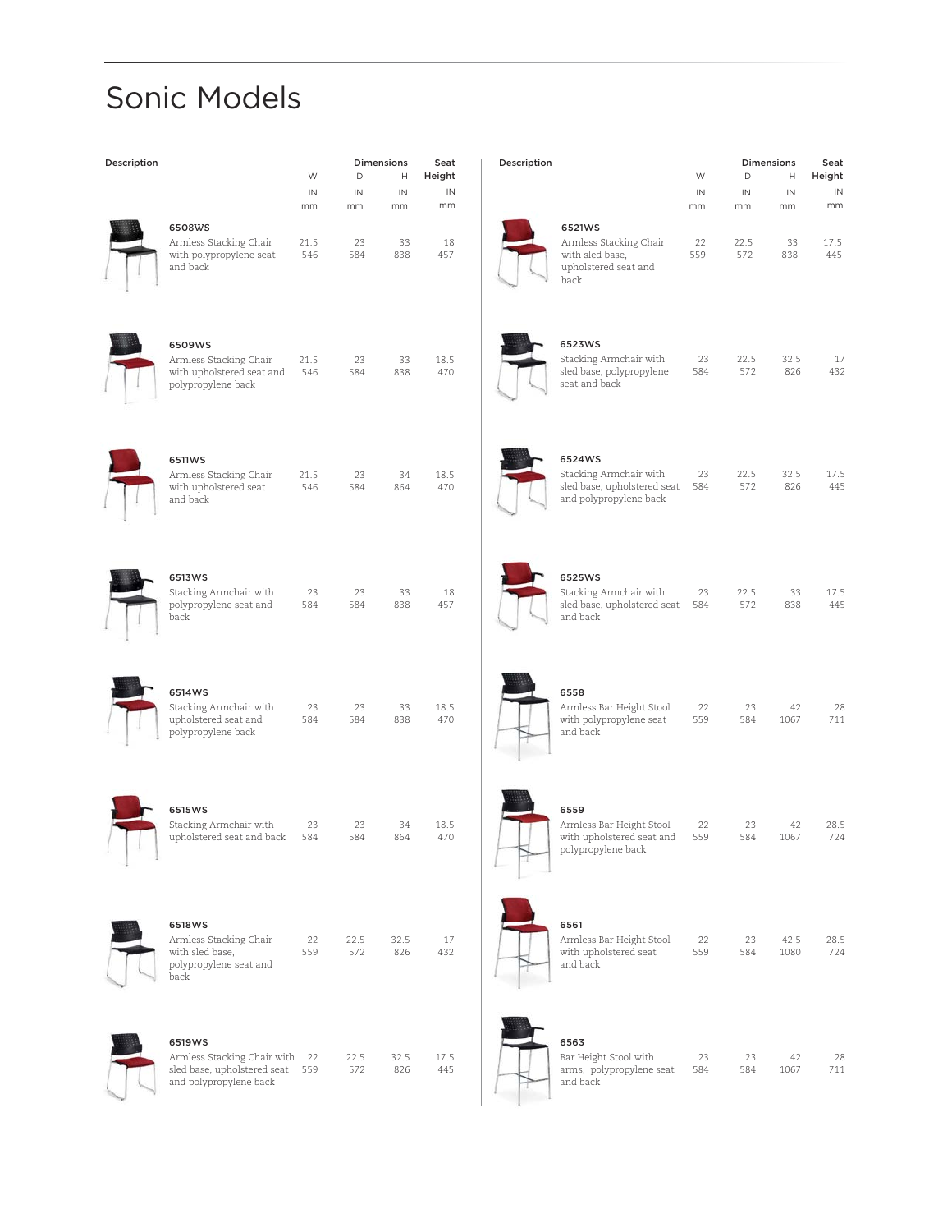# Sonic Models

| Description | | W IN mm | D IN mm | H IN mm | Seat Height IN mm |
|---|---|---|---|---|---|
| **6508WS** | Armless Stacking Chair with polypropylene seat and back | 21.5 546 | 23 584 | 33 838 | 18 457 |
| **6509WS** | Armless Stacking Chair with upholstered seat and polypropylene back | 21.5 546 | 23 584 | 33 838 | 18.5 470 |
| **6511WS** | Armless Stacking Chair with upholstered seat and back | 21.5 546 | 23 584 | 34 864 | 18.5 470 |
| **6513WS** | Stacking Armchair with polypropylene seat and back | 23 584 | 23 584 | 33 838 | 18 457 |
| **6514WS** | Stacking Armchair with upholstered seat and polypropylene back | 23 584 | 23 584 | 33 838 | 18.5 470 |
| **6515WS** | Stacking Armchair with upholstered seat and back | 23 584 | 23 584 | 34 864 | 18.5 470 |
| **6518WS** | Armless Stacking Chair with sled base, polypropylene seat and back | 22 559 | 22.5 572 | 32.5 826 | 17 432 |
| **6519WS** | Armless Stacking Chair with sled base, upholstered seat and polypropylene back | 22 559 | 22.5 572 | 32.5 826 | 17.5 445 |
| **6521WS** | Armless Stacking Chair with sled base, upholstered seat and back | 22 559 | 22.5 572 | 33 838 | 17.5 445 |
| **6523WS** | Stacking Armchair with sled base, polypropylene seat and back | 23 584 | 22.5 572 | 32.5 826 | 17 432 |
| **6524WS** | Stacking Armchair with sled base, upholstered seat and polypropylene back | 23 584 | 22.5 572 | 32.5 826 | 17.5 445 |
| **6525WS** | Stacking Armchair with sled base, upholstered seat and back | 23 584 | 22.5 572 | 33 838 | 17.5 445 |
| **6558** | Armless Bar Height Stool with polypropylene seat and back | 22 559 | 23 584 | 42 1067 | 28 711 |
| **6559** | Armless Bar Height Stool with upholstered seat and polypropylene back | 22 559 | 23 584 | 42 1067 | 28.5 724 |
| **6561** | Armless Bar Height Stool with upholstered seat and back | 22 559 | 23 584 | 42.5 1080 | 28.5 724 |
| **6563** | Bar Height Stool with arms, polypropylene seat and back | 23 584 | 23 584 | 42 1067 | 28 711 |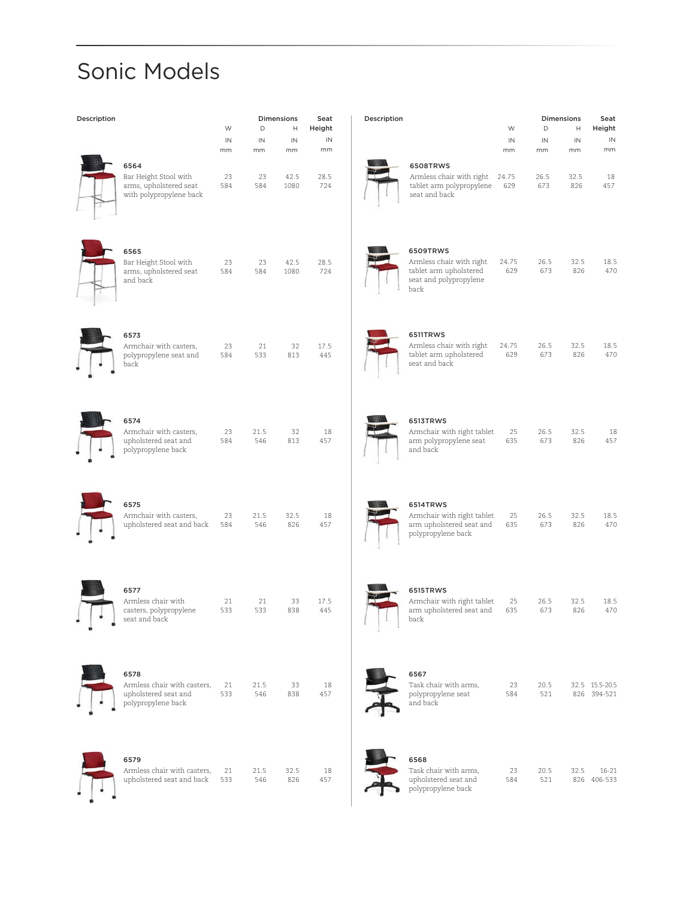# Sonic Models

| Description | W IN / mm | D IN / mm | H IN / mm | Seat Height IN / mm |
|---|---|---|---|---|
| **6564** Bar Height Stool with arms, upholstered seat with polypropylene back | 23 / 584 | 23 / 584 | 42.5 / 1080 | 28.5 / 724 |
| **6565** Bar Height Stool with arms, upholstered seat and back | 23 / 584 | 23 / 584 | 42.5 / 1080 | 28.5 / 724 |
| **6573** Armchair with casters, polypropylene seat and back | 23 / 584 | 21 / 533 | 32 / 813 | 17.5 / 445 |
| **6574** Armchair with casters, upholstered seat and polypropylene back | 23 / 584 | 21.5 / 546 | 32 / 813 | 18 / 457 |
| **6575** Armchair with casters, upholstered seat and back | 23 / 584 | 21.5 / 546 | 32.5 / 826 | 18 / 457 |
| **6577** Armless chair with casters, polypropylene seat and back | 21 / 533 | 21 / 533 | 33 / 838 | 17.5 / 445 |
| **6578** Armless chair with casters, upholstered seat and polypropylene back | 21 / 533 | 21.5 / 546 | 33 / 838 | 18 / 457 |
| **6579** Armless chair with casters, upholstered seat and back | 21 / 533 | 21.5 / 546 | 32.5 / 826 | 18 / 457 |
| **6508TRWS** Armless chair with right tablet arm polypropylene seat and back | 24.75 / 629 | 26.5 / 673 | 32.5 / 826 | 18 / 457 |
| **6509TRWS** Armless chair with right tablet arm upholstered seat and polypropylene back | 24.75 / 629 | 26.5 / 673 | 32.5 / 826 | 18.5 / 470 |
| **6511TRWS** Armless chair with right tablet arm upholstered seat and back | 24.75 / 629 | 26.5 / 673 | 32.5 / 826 | 18.5 / 470 |
| **6513TRWS** Armchair with right tablet arm polypropylene seat and back | 25 / 635 | 26.5 / 673 | 32.5 / 826 | 18 / 457 |
| **6514TRWS** Armchair with right tablet arm upholstered seat and polypropylene back | 25 / 635 | 26.5 / 673 | 32.5 / 826 | 18.5 / 470 |
| **6515TRWS** Armchair with right tablet arm upholstered seat and back | 25 / 635 | 26.5 / 673 | 32.5 / 826 | 18.5 / 470 |
| **6567** Task chair with arms, polypropylene seat and back | 23 / 584 | 20.5 / 521 | 32.5 / 826 | 15.5-20.5 / 394-521 |
| **6568** Task chair with arms, upholstered seat and polypropylene back | 23 / 584 | 20.5 / 521 | 32.5 / 826 | 16-21 / 406-533 |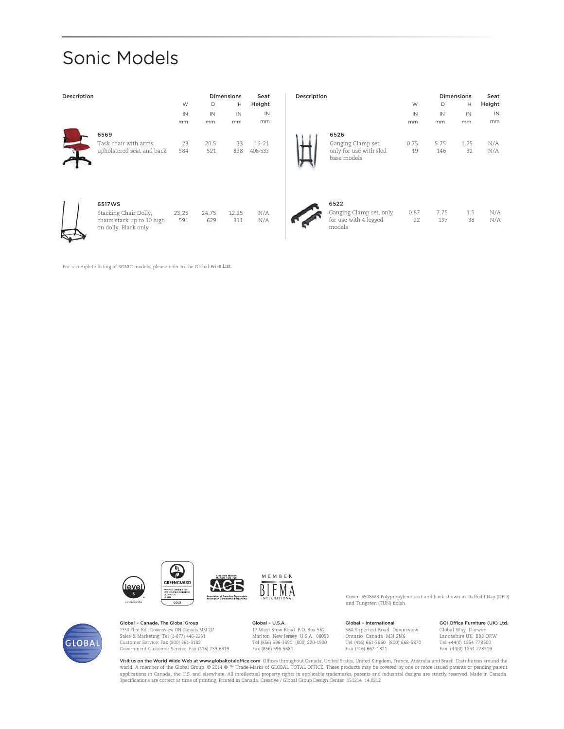# Sonic Models

| Description | | W IN mm | D IN mm | H IN mm | Seat Height IN mm |
|---|---|---|---|---|---|
| **6569** | Task chair with arms, upholstered seat and back | 23<br>584 | 20.5<br>521 | 33<br>838 | 16-21<br>406-533 |
| **6517WS** | Stacking Chair Dolly, chairs stack up to 10 high on dolly. Black only | 23.25<br>591 | 24.75<br>629 | 12.25<br>311 | N/A<br>N/A |
| **6526** | Ganging Clamp set, only for use with sled base models | 0.75<br>19 | 5.75<br>146 | 1.25<br>32 | N/A<br>N/A |
| **6522** | Ganging Clamp set, only for use with 4 legged models | 0.87<br>22 | 7.75<br>197 | 1.5<br>38 | N/A<br>N/A |

For a complete listing of SONIC models, please refer to the Global Price List.

Cover: 6508WS Polypropylene seat and back shown in Daffodil Day (DFD) and Tungsten (TUN) finish.

**Global – Canada, The Global Group**
1350 Flint Rd., Downsview ON Canada M3J 2J7
Sales & Marketing: Tel (1-877) 446-2251
Customer Service: Fax (800) 361-3182
Government Customer Service: Fax (416) 739-6319

**Global – U.S.A.**
17 West Stow Road P.O. Box 562
Marlton New Jersey U.S.A. 08053
Tel (856) 596-3390 (800) 220-1900
Fax (856) 596-5684

**Global – International**
560 Supertest Road Downsview
Ontario Canada M3J 2M6
Tel (416) 661-3660 (800) 668-5870
Fax (416) 667-1821

**GGI Office Furniture (UK) Ltd.**
Global Way Darwen
Lancashire UK BB3 0RW
Tel +44(0) 1254 778500
Fax +44(0) 1254 778519

**Visit us on the World Wide Web at www.globaltotaloffice.com** Offices throughout Canada, United States, United Kingdom, France, Australia and Brazil. Distribution around the world. A member of the Global Group. © 2014 ® ™ Trade-Marks of GLOBAL TOTAL OFFICE. These products may be covered by one or more issued patents or pending patent applications in Canada, the U.S. and elsewhere. All intellectual property rights in applicable trademarks, patents and industrial designs are strictly reserved. Made in Canada. Specifications are correct at time of printing. Printed in Canada. Creative / Global Group Design Center 151214 14.0212